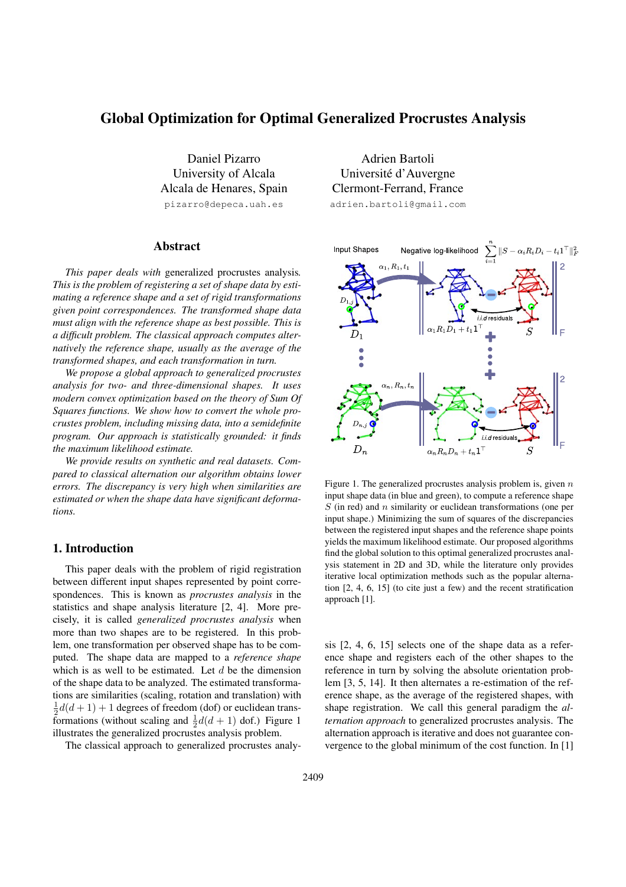# Global Optimization for Optimal Generalized Procrustes Analysis

Daniel Pizarro
University of Alcala
Alcala de Henares, Spain
pizarro@depeca.uah.es

Adrien Bartoli
Université d'Auvergne
Clermont-Ferrand, France
adrien.bartoli@gmail.com

## Abstract

*This paper deals with* generalized procrustes analysis. *This is the problem of registering a set of shape data by estimating a reference shape and a set of rigid transformations given point correspondences. The transformed shape data must align with the reference shape as best possible. This is a difficult problem. The classical approach computes alternatively the reference shape, usually as the average of the transformed shapes, and each transformation in turn.*

*We propose a global approach to generalized procrustes analysis for two- and three-dimensional shapes. It uses modern convex optimization based on the theory of Sum Of Squares functions. We show how to convert the whole procrustes problem, including missing data, into a semidefinite program. Our approach is statistically grounded: it finds the maximum likelihood estimate.*

*We provide results on synthetic and real datasets. Compared to classical alternation our algorithm obtains lower errors. The discrepancy is very high when similarities are estimated or when the shape data have significant deformations.*

## 1. Introduction

This paper deals with the problem of rigid registration between different input shapes represented by point correspondences. This is known as *procrustes analysis* in the statistics and shape analysis literature [2, 4]. More precisely, it is called *generalized procrustes analysis* when more than two shapes are to be registered. In this problem, one transformation per observed shape has to be computed. The shape data are mapped to a *reference shape* which is as well to be estimated. Let $d$ be the dimension of the shape data to be analyzed. The estimated transformations are similarities (scaling, rotation and translation) with $\frac{1}{2}d(d+1)+1$ degrees of freedom (dof) or euclidean transformations (without scaling and $\frac{1}{2}d(d+1)$ dof.) Figure 1 illustrates the generalized procrustes analysis problem.

Figure 1. The generalized procrustes analysis problem is, given $n$ input shape data (in blue and green), to compute a reference shape $S$ (in red) and $n$ similarity or euclidean transformations (one per input shape.) Minimizing the sum of squares of the discrepancies between the registered input shapes and the reference shape points yields the maximum likelihood estimate. Our proposed algorithms find the global solution to this optimal generalized procrustes analysis statement in 2D and 3D, while the literature only provides iterative local optimization methods such as the popular alternation [2, 4, 6, 15] (to cite just a few) and the recent stratification approach [1].

The classical approach to generalized procrustes analysis [2, 4, 6, 15] selects one of the shape data as a reference shape and registers each of the other shapes to the reference in turn by solving the absolute orientation problem [3, 5, 14]. It then alternates a re-estimation of the reference shape, as the average of the registered shapes, with shape registration. We call this general paradigm the *alternation approach* to generalized procrustes analysis. The alternation approach is iterative and does not guarantee convergence to the global minimum of the cost function. In [1]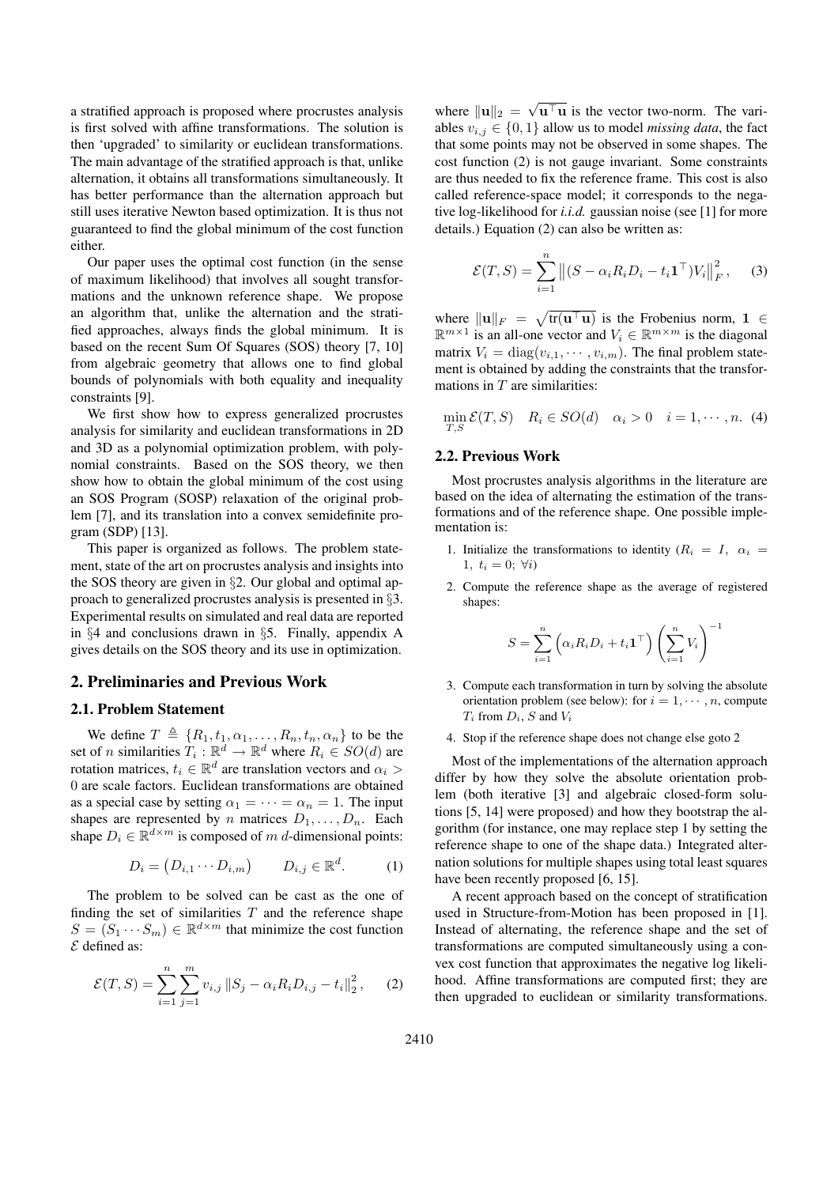a stratified approach is proposed where procrustes analysis is first solved with affine transformations. The solution is then 'upgraded' to similarity or euclidean transformations. The main advantage of the stratified approach is that, unlike alternation, it obtains all transformations simultaneously. It has better performance than the alternation approach but still uses iterative Newton based optimization. It is thus not guaranteed to find the global minimum of the cost function either.

Our paper uses the optimal cost function (in the sense of maximum likelihood) that involves all sought transformations and the unknown reference shape. We propose an algorithm that, unlike the alternation and the stratified approaches, always finds the global minimum. It is based on the recent Sum Of Squares (SOS) theory [7, 10] from algebraic geometry that allows one to find global bounds of polynomials with both equality and inequality constraints [9].

We first show how to express generalized procrustes analysis for similarity and euclidean transformations in 2D and 3D as a polynomial optimization problem, with polynomial constraints. Based on the SOS theory, we then show how to obtain the global minimum of the cost using an SOS Program (SOSP) relaxation of the original problem [7], and its translation into a convex semidefinite program (SDP) [13].

This paper is organized as follows. The problem statement, state of the art on procrustes analysis and insights into the SOS theory are given in §2. Our global and optimal approach to generalized procrustes analysis is presented in §3. Experimental results on simulated and real data are reported in §4 and conclusions drawn in §5. Finally, appendix A gives details on the SOS theory and its use in optimization.

## 2. Preliminaries and Previous Work

### 2.1. Problem Statement

We define $T \triangleq \{R_1, t_1, \alpha_1, \ldots, R_n, t_n, \alpha_n\}$ to be the set of $n$ similarities $T_i : \mathbb{R}^d \to \mathbb{R}^d$ where $R_i \in SO(d)$ are rotation matrices, $t_i \in \mathbb{R}^d$ are translation vectors and $\alpha_i > 0$ are scale factors. Euclidean transformations are obtained as a special case by setting $\alpha_1 = \cdots = \alpha_n = 1$. The input shapes are represented by $n$ matrices $D_1, \ldots, D_n$. Each shape $D_i \in \mathbb{R}^{d \times m}$ is composed of $m$ $d$-dimensional points:

$$D_i = \begin{pmatrix} D_{i,1} \cdots D_{i,m} \end{pmatrix} \qquad D_{i,j} \in \mathbb{R}^d. \tag{1}$$

The problem to be solved can be cast as the one of finding the set of similarities $T$ and the reference shape $S = (S_1 \cdots S_m) \in \mathbb{R}^{d \times m}$ that minimize the cost function $\mathcal{E}$ defined as:

$$\mathcal{E}(T, S) = \sum_{i=1}^{n} \sum_{j=1}^{m} v_{i,j} \left\| S_j - \alpha_i R_i D_{i,j} - t_i \right\|_2^2, \tag{2}$$

where $\|\mathbf{u}\|_2 = \sqrt{\mathbf{u}^\top \mathbf{u}}$ is the vector two-norm. The variables $v_{i,j} \in \{0, 1\}$ allow us to model *missing data*, the fact that some points may not be observed in some shapes. The cost function (2) is not gauge invariant. Some constraints are thus needed to fix the reference frame. This cost is also called reference-space model; it corresponds to the negative log-likelihood for *i.i.d.* gaussian noise (see [1] for more details.) Equation (2) can also be written as:

$$\mathcal{E}(T, S) = \sum_{i=1}^{n} \left\| (S - \alpha_i R_i D_i - t_i \mathbf{1}^\top) V_i \right\|_F^2, \tag{3}$$

where $\|\mathbf{u}\|_F = \sqrt{\operatorname{tr}(\mathbf{u}^\top \mathbf{u})}$ is the Frobenius norm, $\mathbf{1} \in \mathbb{R}^{m \times 1}$ is an all-one vector and $V_i \in \mathbb{R}^{m \times m}$ is the diagonal matrix $V_i = \operatorname{diag}(v_{i,1}, \cdots, v_{i,m})$. The final problem statement is obtained by adding the constraints that the transformations in $T$ are similarities:

$$\min_{T,S} \mathcal{E}(T, S) \quad R_i \in SO(d) \quad \alpha_i > 0 \quad i = 1, \cdots, n. \tag{4}$$

### 2.2. Previous Work

Most procrustes analysis algorithms in the literature are based on the idea of alternating the estimation of the transformations and of the reference shape. One possible implementation is:

1. Initialize the transformations to identity ($R_i = I, \ \alpha_i = 1, \ t_i = 0; \ \forall i$)
2. Compute the reference shape as the average of registered shapes:
$$S = \sum_{i=1}^{n} \left( \alpha_i R_i D_i + t_i \mathbf{1}^\top \right) \left( \sum_{i=1}^{n} V_i \right)^{-1}$$
3. Compute each transformation in turn by solving the absolute orientation problem (see below): for $i = 1, \cdots, n$, compute $T_i$ from $D_i$, $S$ and $V_i$
4. Stop if the reference shape does not change else goto 2

Most of the implementations of the alternation approach differ by how they solve the absolute orientation problem (both iterative [3] and algebraic closed-form solutions [5, 14] were proposed) and how they bootstrap the algorithm (for instance, one may replace step 1 by setting the reference shape to one of the shape data.) Integrated alternation solutions for multiple shapes using total least squares have been recently proposed [6, 15].

A recent approach based on the concept of stratification used in Structure-from-Motion has been proposed in [1]. Instead of alternating, the reference shape and the set of transformations are computed simultaneously using a convex cost function that approximates the negative log likelihood. Affine transformations are computed first; they are then upgraded to euclidean or similarity transformations.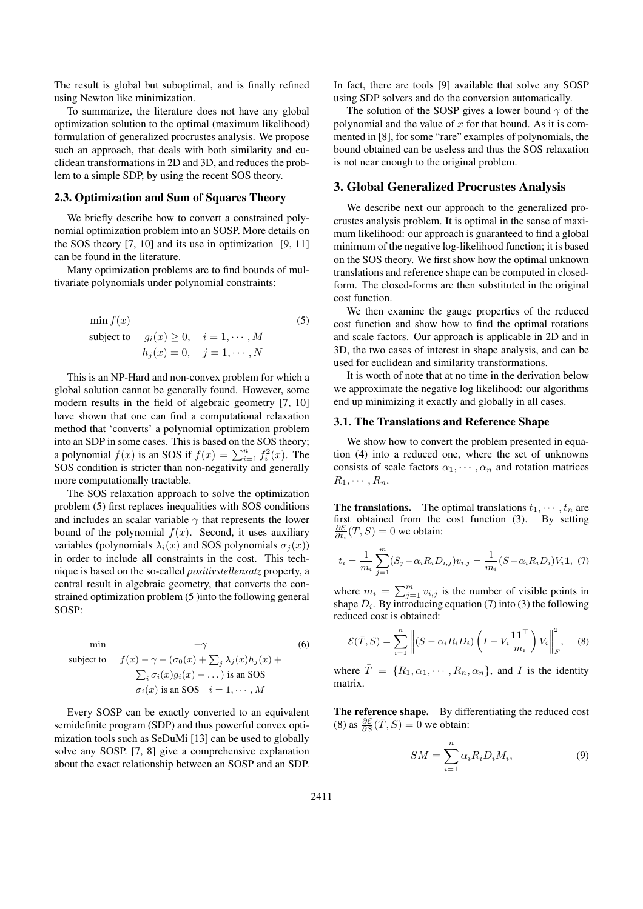The result is global but suboptimal, and is finally refined using Newton like minimization.

To summarize, the literature does not have any global optimization solution to the optimal (maximum likelihood) formulation of generalized procrustes analysis. We propose such an approach, that deals with both similarity and euclidean transformations in 2D and 3D, and reduces the problem to a simple SDP, by using the recent SOS theory.

### 2.3. Optimization and Sum of Squares Theory

We briefly describe how to convert a constrained polynomial optimization problem into an SOSP. More details on the SOS theory [7, 10] and its use in optimization [9, 11] can be found in the literature.

Many optimization problems are to find bounds of multivariate polynomials under polynomial constraints:

$$
\begin{aligned}
& \min f(x) && (5)\\
& \text{subject to} \quad g_i(x) \geq 0, \quad i = 1, \cdots, M \\
& \phantom{\text{subject to}} \quad h_j(x) = 0, \quad j = 1, \cdots, N
\end{aligned}
$$

This is an NP-Hard and non-convex problem for which a global solution cannot be generally found. However, some modern results in the field of algebraic geometry [7, 10] have shown that one can find a computational relaxation method that 'converts' a polynomial optimization problem into an SDP in some cases. This is based on the SOS theory; a polynomial $f(x)$ is an SOS if $f(x) = \sum_{i=1}^{n} f_i^2(x)$. The SOS condition is stricter than non-negativity and generally more computationally tractable.

The SOS relaxation approach to solve the optimization problem (5) first replaces inequalities with SOS conditions and includes an scalar variable $\gamma$ that represents the lower bound of the polynomial $f(x)$. Second, it uses auxiliary variables (polynomials $\lambda_i(x)$ and SOS polynomials $\sigma_j(x)$) in order to include all constraints in the cost. This technique is based on the so-called *positivstellensatz* property, a central result in algebraic geometry, that converts the constrained optimization problem (5 )into the following general SOSP:

$$
\begin{aligned}
& \min \quad -\gamma && (6)\\
& \text{subject to} \quad f(x) - \gamma - (\sigma_0(x) + \textstyle\sum_j \lambda_j(x) h_j(x) + \\
& \qquad \textstyle\sum_i \sigma_i(x) g_i(x) + \dots) \text{ is an SOS} \\
& \qquad \sigma_i(x) \text{ is an SOS} \quad i = 1, \cdots, M
\end{aligned}
$$

Every SOSP can be exactly converted to an equivalent semidefinite program (SDP) and thus powerful convex optimization tools such as SeDuMi [13] can be used to globally solve any SOSP. [7, 8] give a comprehensive explanation about the exact relationship between an SOSP and an SDP. In fact, there are tools [9] available that solve any SOSP using SDP solvers and do the conversion automatically.

The solution of the SOSP gives a lower bound $\gamma$ of the polynomial and the value of $x$ for that bound. As it is commented in [8], for some "rare" examples of polynomials, the bound obtained can be useless and thus the SOS relaxation is not near enough to the original problem.

## 3. Global Generalized Procrustes Analysis

We describe next our approach to the generalized procrustes analysis problem. It is optimal in the sense of maximum likelihood: our approach is guaranteed to find a global minimum of the negative log-likelihood function; it is based on the SOS theory. We first show how the optimal unknown translations and reference shape can be computed in closed-form. The closed-forms are then substituted in the original cost function.

We then examine the gauge properties of the reduced cost function and show how to find the optimal rotations and scale factors. Our approach is applicable in 2D and in 3D, the two cases of interest in shape analysis, and can be used for euclidean and similarity transformations.

It is worth of note that at no time in the derivation below we approximate the negative log likelihood: our algorithms end up minimizing it exactly and globally in all cases.

### 3.1. The Translations and Reference Shape

We show how to convert the problem presented in equation (4) into a reduced one, where the set of unknowns consists of scale factors $\alpha_1, \cdots, \alpha_n$ and rotation matrices $R_1, \cdots, R_n$.

**The translations.** The optimal translations $t_1, \cdots, t_n$ are first obtained from the cost function (3). By setting $\frac{\partial \mathcal{E}}{\partial t_i}(T, S) = 0$ we obtain:

$$
t_i = \frac{1}{m_i} \sum_{j=1}^{m} (S_j - \alpha_i R_i D_{i,j}) v_{i,j} = \frac{1}{m_i} (S - \alpha_i R_i D_i) V_i \mathbf{1}, \quad (7)
$$

where $m_i = \sum_{j=1}^{m} v_{i,j}$ is the number of visible points in shape $D_i$. By introducing equation (7) into (3) the following reduced cost is obtained:

$$
\mathcal{E}(\bar{T}, S) = \sum_{i=1}^{n} \left\| (S - \alpha_i R_i D_i) \left( I - V_i \frac{\mathbf{1}\mathbf{1}^\top}{m_i} \right) V_i \right\|_F^2, \quad (8)
$$

where $\bar{T} = \{R_1, \alpha_1, \cdots, R_n, \alpha_n\}$, and $I$ is the identity matrix.

**The reference shape.** By differentiating the reduced cost (8) as $\frac{\partial \mathcal{E}}{\partial S}(\bar{T}, S) = 0$ we obtain:

$$
SM = \sum_{i=1}^{n} \alpha_i R_i D_i M_i, \quad (9)
$$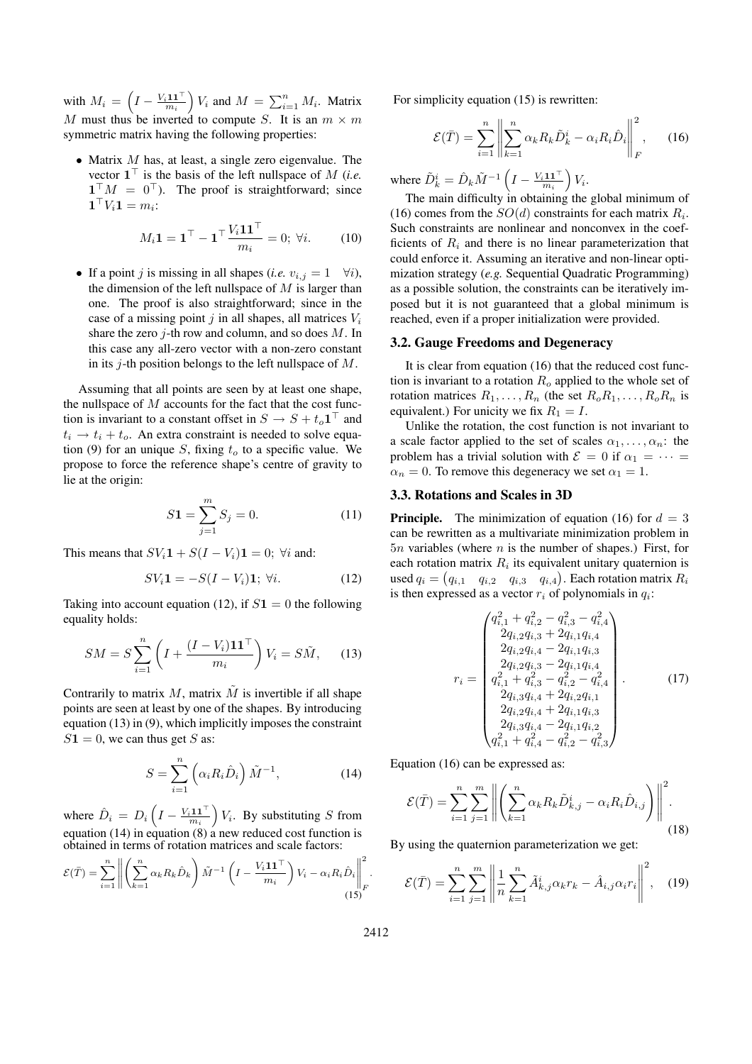with $M_i = \left(I - \frac{V_i \mathbf{1}\mathbf{1}^\top}{m_i}\right) V_i$ and $M = \sum_{i=1}^n M_i$. Matrix $M$ must thus be inverted to compute $S$. It is an $m \times m$ symmetric matrix having the following properties:

- Matrix $M$ has, at least, a single zero eigenvalue. The vector $\mathbf{1}^\top$ is the basis of the left nullspace of $M$ (*i.e.* $\mathbf{1}^\top M = 0^\top$). The proof is straightforward; since $\mathbf{1}^\top V_i \mathbf{1} = m_i$:

$$M_i \mathbf{1} = \mathbf{1}^\top - \mathbf{1}^\top \frac{V_i \mathbf{1}\mathbf{1}^\top}{m_i} = 0; \ \forall i. \tag{10}$$

- If a point $j$ is missing in all shapes (*i.e.* $v_{i,j} = 1 \quad \forall i$), the dimension of the left nullspace of $M$ is larger than one. The proof is also straightforward; since in the case of a missing point $j$ in all shapes, all matrices $V_i$ share the zero $j$-th row and column, and so does $M$. In this case any all-zero vector with a non-zero constant in its $j$-th position belongs to the left nullspace of $M$.

Assuming that all points are seen by at least one shape, the nullspace of $M$ accounts for the fact that the cost function is invariant to a constant offset in $S \to S + t_o \mathbf{1}^\top$ and $t_i \to t_i + t_o$. An extra constraint is needed to solve equation (9) for an unique $S$, fixing $t_o$ to a specific value. We propose to force the reference shape's centre of gravity to lie at the origin:

$$S\mathbf{1} = \sum_{j=1}^m S_j = 0. \tag{11}$$

This means that $SV_i \mathbf{1} + S(I - V_i)\mathbf{1} = 0; \ \forall i$ and:

$$SV_i \mathbf{1} = -S(I - V_i)\mathbf{1}; \ \forall i. \tag{12}$$

Taking into account equation (12), if $S\mathbf{1} = 0$ the following equality holds:

$$SM = S \sum_{i=1}^n \left( I + \frac{(I - V_i)\mathbf{1}\mathbf{1}^\top}{m_i} \right) V_i = S\tilde{M}, \tag{13}$$

Contrarily to matrix $M$, matrix $\tilde{M}$ is invertible if all shape points are seen at least by one of the shapes. By introducing equation (13) in (9), which implicitly imposes the constraint $S\mathbf{1} = 0$, we can thus get $S$ as:

$$S = \sum_{i=1}^n \left( \alpha_i R_i \hat{D}_i \right) \tilde{M}^{-1}, \tag{14}$$

where $\hat{D}_i = D_i \left(I - \frac{V_i \mathbf{1}\mathbf{1}^\top}{m_i}\right) V_i$. By substituting $S$ from equation (14) in equation (8) a new reduced cost function is obtained in terms of rotation matrices and scale factors:

$$\mathcal{E}(\bar{T}) = \sum_{i=1}^n \left\| \left( \sum_{k=1}^n \alpha_k R_k \hat{D}_k \right) \tilde{M}^{-1} \left( I - \frac{V_i \mathbf{1}\mathbf{1}^\top}{m_i} \right) V_i - \alpha_i R_i \hat{D}_i \right\|_F^2. \tag{15}$$

For simplicity equation (15) is rewritten:

$$\mathcal{E}(\bar{T}) = \sum_{i=1}^n \left\| \sum_{k=1}^n \alpha_k R_k \tilde{D}_k^i - \alpha_i R_i \hat{D}_i \right\|_F^2, \tag{16}$$

where $\tilde{D}_k^i = \hat{D}_k \tilde{M}^{-1} \left(I - \frac{V_i \mathbf{1}\mathbf{1}^\top}{m_i}\right) V_i$.

The main difficulty in obtaining the global minimum of (16) comes from the $SO(d)$ constraints for each matrix $R_i$. Such constraints are nonlinear and nonconvex in the coefficients of $R_i$ and there is no linear parameterization that could enforce it. Assuming an iterative and non-linear optimization strategy (*e.g.* Sequential Quadratic Programming) as a possible solution, the constraints can be iteratively imposed but it is not guaranteed that a global minimum is reached, even if a proper initialization were provided.

### 3.2. Gauge Freedoms and Degeneracy

It is clear from equation (16) that the reduced cost function is invariant to a rotation $R_o$ applied to the whole set of rotation matrices $R_1, \ldots, R_n$ (the set $R_o R_1, \ldots, R_o R_n$ is equivalent.) For unicity we fix $R_1 = I$.

Unlike the rotation, the cost function is not invariant to a scale factor applied to the set of scales $\alpha_1, \ldots, \alpha_n$: the problem has a trivial solution with $\mathcal{E} = 0$ if $\alpha_1 = \cdots = \alpha_n = 0$. To remove this degeneracy we set $\alpha_1 = 1$.

### 3.3. Rotations and Scales in 3D

**Principle.** The minimization of equation (16) for $d = 3$ can be rewritten as a multivariate minimization problem in $5n$ variables (where $n$ is the number of shapes.) First, for each rotation matrix $R_i$ its equivalent unitary quaternion is used $q_i = \begin{pmatrix} q_{i,1} & q_{i,2} & q_{i,3} & q_{i,4} \end{pmatrix}$. Each rotation matrix $R_i$ is then expressed as a vector $r_i$ of polynomials in $q_i$:

$$r_i = \begin{pmatrix} q_{i,1}^2 + q_{i,2}^2 - q_{i,3}^2 - q_{i,4}^2 \\ 2q_{i,2}q_{i,3} + 2q_{i,1}q_{i,4} \\ 2q_{i,2}q_{i,4} - 2q_{i,1}q_{i,3} \\ 2q_{i,2}q_{i,3} - 2q_{i,1}q_{i,4} \\ q_{i,1}^2 + q_{i,3}^2 - q_{i,2}^2 - q_{i,4}^2 \\ 2q_{i,3}q_{i,4} + 2q_{i,2}q_{i,1} \\ 2q_{i,2}q_{i,4} + 2q_{i,1}q_{i,3} \\ 2q_{i,3}q_{i,4} - 2q_{i,1}q_{i,2} \\ q_{i,1}^2 + q_{i,4}^2 - q_{i,2}^2 - q_{i,3}^2 \end{pmatrix}. \tag{17}$$

Equation (16) can be expressed as:

$$\mathcal{E}(\bar{T}) = \sum_{i=1}^n \sum_{j=1}^m \left\| \left( \sum_{k=1}^n \alpha_k R_k \tilde{D}_{k,j}^i - \alpha_i R_i \hat{D}_{i,j} \right) \right\|^2. \tag{18}$$

By using the quaternion parameterization we get:

$$\mathcal{E}(\bar{T}) = \sum_{i=1}^n \sum_{j=1}^m \left\| \frac{1}{n} \sum_{k=1}^n \tilde{A}_{k,j}^i \alpha_k r_k - \hat{A}_{i,j} \alpha_i r_i \right\|^2, \tag{19}$$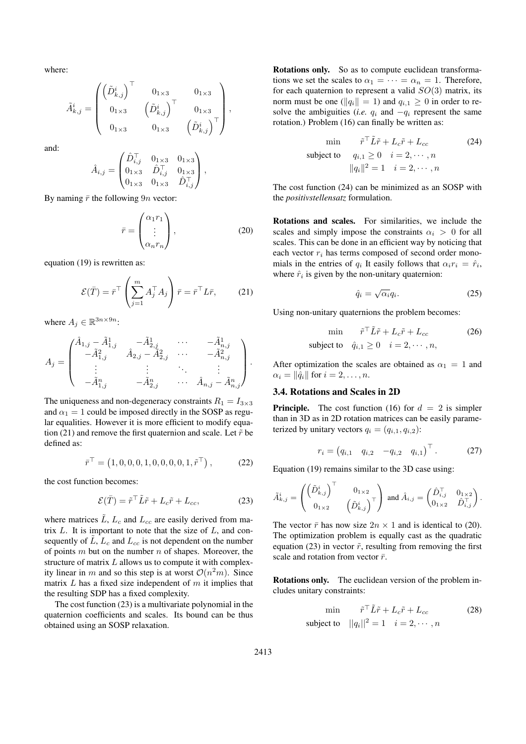where:

$$\tilde{A}_{k,j}^{i} = \begin{pmatrix} \left(\tilde{D}_{k,j}^{i}\right)^{\top} & 0_{1\times 3} & 0_{1\times 3} \\ 0_{1\times 3} & \left(\tilde{D}_{k,j}^{i}\right)^{\top} & 0_{1\times 3} \\ 0_{1\times 3} & 0_{1\times 3} & \left(\tilde{D}_{k,j}^{i}\right)^{\top} \end{pmatrix},$$

and:

$$\hat{A}_{i,j} = \begin{pmatrix} \hat{D}_{i,j}^{\top} & 0_{1\times 3} & 0_{1\times 3} \\ 0_{1\times 3} & \hat{D}_{i,j}^{\top} & 0_{1\times 3} \\ 0_{1\times 3} & 0_{1\times 3} & \hat{D}_{i,j}^{\top} \end{pmatrix},$$

By naming $\bar{r}$ the following $9n$ vector:

$$\bar{r} = \begin{pmatrix} \alpha_1 r_1 \\ \vdots \\ \alpha_n r_n \end{pmatrix}, \tag{20}$$

equation (19) is rewritten as:

$$\mathcal{E}(\bar{T}) = \bar{r}^{\top} \left( \sum_{j=1}^{m} A_j^{\top} A_j \right) \bar{r} = \bar{r}^{\top} L \bar{r}, \tag{21}$$

where $A_j \in \mathbb{R}^{3n\times 9n}$:

$$A_j = \begin{pmatrix} \hat{A}_{1,j} - \tilde{A}_{1,j}^{1} & -\tilde{A}_{2,j}^{1} & \cdots & -\tilde{A}_{n,j}^{1} \\ -\tilde{A}_{1,j}^{2} & \hat{A}_{2,j} - \tilde{A}_{2,j}^{2} & \cdots & -\tilde{A}_{n,j}^{2} \\ \vdots & \vdots & \ddots & \vdots \\ -\tilde{A}_{1,j}^{n} & -\tilde{A}_{2,j}^{n} & \cdots & \hat{A}_{n,j} - \tilde{A}_{n,j}^{n} \end{pmatrix}.$$

The uniqueness and non-degeneracy constraints $R_1 = I_{3\times 3}$ and $\alpha_1 = 1$ could be imposed directly in the SOSP as regular equalities. However it is more efficient to modify equation (21) and remove the first quaternion and scale. Let $\tilde{r}$ be defined as:

$$\bar{r}^{\top} = \left(1, 0, 0, 0, 1, 0, 0, 0, 1, \tilde{r}^{\top}\right), \tag{22}$$

the cost function becomes:

$$\mathcal{E}(\bar{T}) = \tilde{r}^{\top} \tilde{L} \tilde{r} + L_c \tilde{r} + L_{cc}, \tag{23}$$

where matrices $\tilde{L}$, $L_c$ and $L_{cc}$ are easily derived from matrix $L$. It is important to note that the size of $L$, and consequently of $\tilde{L}$, $L_c$ and $L_{cc}$ is not dependent on the number of points $m$ but on the number $n$ of shapes. Moreover, the structure of matrix $L$ allows us to compute it with complexity linear in $m$ and so this step is at worst $\mathcal{O}(n^2 m)$. Since matrix $L$ has a fixed size independent of $m$ it implies that the resulting SDP has a fixed complexity.

The cost function (23) is a multivariate polynomial in the quaternion coefficients and scales. Its bound can be thus obtained using an SOSP relaxation.

**Rotations only.** So as to compute euclidean transformations we set the scales to $\alpha_1 = \cdots = \alpha_n = 1$. Therefore, for each quaternion to represent a valid $SO(3)$ matrix, its norm must be one ($\|q_i\| = 1$) and $q_{i,1} \geq 0$ in order to resolve the ambiguities (*i.e.* $q_i$ and $-q_i$ represent the same rotation.) Problem (16) can finally be written as:

$$\begin{aligned} \min \quad & \tilde{r}^{\top} \tilde{L} \tilde{r} + L_c \tilde{r} + L_{cc} \\ \text{subject to} \quad & q_{i,1} \geq 0 \quad i = 2, \cdots, n \\ & \|q_i\|^2 = 1 \quad i = 2, \cdots, n \end{aligned} \tag{24}$$

The cost function (24) can be minimized as an SOSP with the *positivstellensatz* formulation.

**Rotations and scales.** For similarities, we include the scales and simply impose the constraints $\alpha_i > 0$ for all scales. This can be done in an efficient way by noticing that each vector $r_i$ has terms composed of second order monomials in the entries of $q_i$ It easily follows that $\alpha_i r_i = \hat{r}_i$, where $\hat{r}_i$ is given by the non-unitary quaternion:

$$\hat{q}_i = \sqrt{\alpha_i} q_i. \tag{25}$$

Using non-unitary quaternions the problem becomes:

$$\begin{aligned} \min \quad & \tilde{r}^{\top} \tilde{L} \tilde{r} + L_c \tilde{r} + L_{cc} \\ \text{subject to} \quad & \hat{q}_{i,1} \geq 0 \quad i = 2, \cdots, n, \end{aligned} \tag{26}$$

After optimization the scales are obtained as $\alpha_1 = 1$ and $\alpha_i = \|\hat{q}_i\|$ for $i = 2, \ldots, n$.

### 3.4. Rotations and Scales in 2D

**Principle.** The cost function (16) for $d = 2$ is simpler than in 3D as in 2D rotation matrices can be easily parameterized by unitary vectors $q_i = (q_{i,1}, q_{i,2})$:

$$r_i = \begin{pmatrix} q_{i,1} & q_{i,2} & -q_{i,2} & q_{i,1} \end{pmatrix}^{\top}. \tag{27}$$

Equation (19) remains similar to the 3D case using:

$$\tilde{A}_{k,j}^{i} = \begin{pmatrix} \left(\tilde{D}_{k,j}^{i}\right)^{\top} & 0_{1\times 2} \\ 0_{1\times 2} & \left(\tilde{D}_{k,j}^{i}\right)^{\top} \end{pmatrix} \text{ and } \hat{A}_{i,j} = \begin{pmatrix} \hat{D}_{i,j}^{\top} & 0_{1\times 2} \\ 0_{1\times 2} & \hat{D}_{i,j}^{\top} \end{pmatrix}.$$

The vector $\bar{r}$ has now size $2n \times 1$ and is identical to (20). The optimization problem is equally cast as the quadratic equation (23) in vector $\tilde{r}$, resulting from removing the first scale and rotation from vector $\bar{r}$.

**Rotations only.** The euclidean version of the problem includes unitary constraints:

$$\begin{aligned} \min \quad & \tilde{r}^{\top} \tilde{L} \tilde{r} + L_c \tilde{r} + L_{cc} \\ \text{subject to} \quad & ||q_i||^2 = 1 \quad i = 2, \cdots, n \end{aligned} \tag{28}$$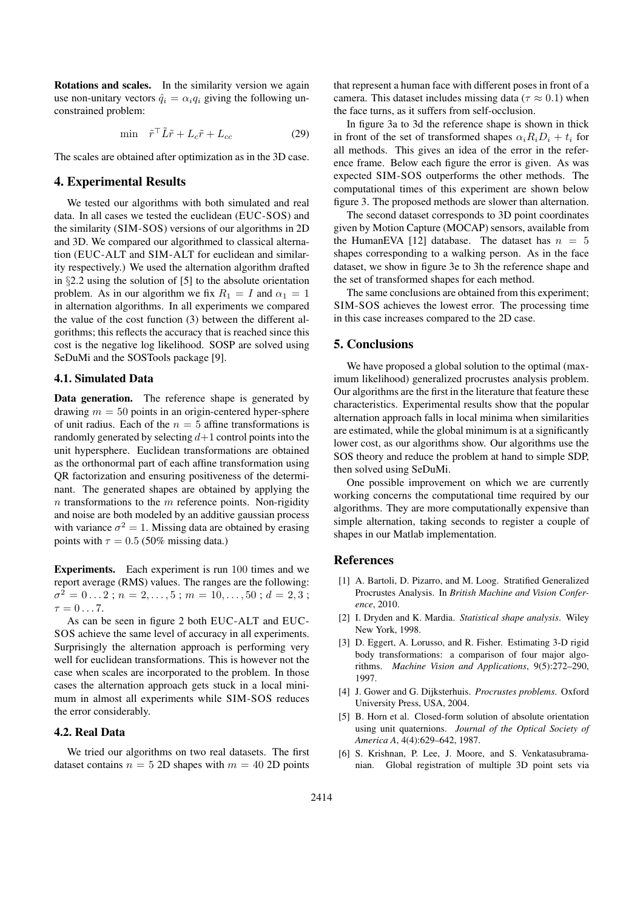**Rotations and scales.** In the similarity version we again use non-unitary vectors $\hat{q}_i = \alpha_i q_i$ giving the following unconstrained problem:

$$\min \quad \tilde{r}^\top \tilde{L} \tilde{r} + L_c \tilde{r} + L_{cc} \tag{29}$$

The scales are obtained after optimization as in the 3D case.

## 4. Experimental Results

We tested our algorithms with both simulated and real data. In all cases we tested the euclidean (EUC-SOS) and the similarity (SIM-SOS) versions of our algorithms in 2D and 3D. We compared our algorithmed to classical alternation (EUC-ALT and SIM-ALT for euclidean and similarity respectively.) We used the alternation algorithm drafted in §2.2 using the solution of [5] to the absolute orientation problem. As in our algorithm we fix $R_1 = I$ and $\alpha_1 = 1$ in alternation algorithms. In all experiments we compared the value of the cost function (3) between the different algorithms; this reflects the accuracy that is reached since this cost is the negative log likelihood. SOSP are solved using SeDuMi and the SOSTools package [9].

### 4.1. Simulated Data

**Data generation.** The reference shape is generated by drawing $m = 50$ points in an origin-centered hyper-sphere of unit radius. Each of the $n = 5$ affine transformations is randomly generated by selecting $d+1$ control points into the unit hypersphere. Euclidean transformations are obtained as the orthonormal part of each affine transformation using QR factorization and ensuring positiveness of the determinant. The generated shapes are obtained by applying the $n$ transformations to the $m$ reference points. Non-rigidity and noise are both modeled by an additive gaussian process with variance $\sigma^2 = 1$. Missing data are obtained by erasing points with $\tau = 0.5$ (50% missing data.)

**Experiments.** Each experiment is run 100 times and we report average (RMS) values. The ranges are the following: $\sigma^2 = 0 \dots 2$ ; $n = 2, \dots, 5$ ; $m = 10, \dots, 50$ ; $d = 2, 3$ ; $\tau = 0 \dots 7$.

As can be seen in figure 2 both EUC-ALT and EUC-SOS achieve the same level of accuracy in all experiments. Surprisingly the alternation approach is performing very well for euclidean transformations. This is however not the case when scales are incorporated to the problem. In those cases the alternation approach gets stuck in a local minimum in almost all experiments while SIM-SOS reduces the error considerably.

### 4.2. Real Data

We tried our algorithms on two real datasets. The first dataset contains $n = 5$ 2D shapes with $m = 40$ 2D points that represent a human face with different poses in front of a camera. This dataset includes missing data ($\tau \approx 0.1$) when the face turns, as it suffers from self-occlusion.

In figure 3a to 3d the reference shape is shown in thick in front of the set of transformed shapes $\alpha_i R_i D_i + t_i$ for all methods. This gives an idea of the error in the reference frame. Below each figure the error is given. As was expected SIM-SOS outperforms the other methods. The computational times of this experiment are shown below figure 3. The proposed methods are slower than alternation.

The second dataset corresponds to 3D point coordinates given by Motion Capture (MOCAP) sensors, available from the HumanEVA [12] database. The dataset has $n = 5$ shapes corresponding to a walking person. As in the face dataset, we show in figure 3e to 3h the reference shape and the set of transformed shapes for each method.

The same conclusions are obtained from this experiment; SIM-SOS achieves the lowest error. The processing time in this case increases compared to the 2D case.

## 5. Conclusions

We have proposed a global solution to the optimal (maximum likelihood) generalized procrustes analysis problem. Our algorithms are the first in the literature that feature these characteristics. Experimental results show that the popular alternation approach falls in local minima when similarities are estimated, while the global minimum is at a significantly lower cost, as our algorithms show. Our algorithms use the SOS theory and reduce the problem at hand to simple SDP, then solved using SeDuMi.

One possible improvement on which we are currently working concerns the computational time required by our algorithms. They are more computationally expensive than simple alternation, taking seconds to register a couple of shapes in our Matlab implementation.

## References

[1] A. Bartoli, D. Pizarro, and M. Loog. Stratified Generalized Procrustes Analysis. In *British Machine and Vision Conference*, 2010.

[2] I. Dryden and K. Mardia. *Statistical shape analysis*. Wiley New York, 1998.

[3] D. Eggert, A. Lorusso, and R. Fisher. Estimating 3-D rigid body transformations: a comparison of four major algorithms. *Machine Vision and Applications*, 9(5):272–290, 1997.

[4] J. Gower and G. Dijksterhuis. *Procrustes problems*. Oxford University Press, USA, 2004.

[5] B. Horn et al. Closed-form solution of absolute orientation using unit quaternions. *Journal of the Optical Society of America A*, 4(4):629–642, 1987.

[6] S. Krishnan, P. Lee, J. Moore, and S. Venkatasubramanian. Global registration of multiple 3D point sets via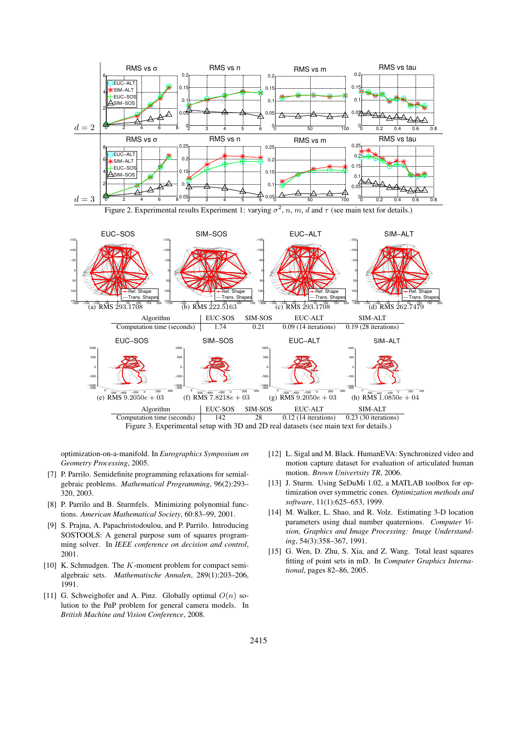RMS vs σ

EUC–ALT
SIM–ALT
EUC–SOS
SIM–SOS

RMS vs n

RMS vs m

RMS vs tau

$d = 2$

RMS vs σ

EUC–ALT
SIM–ALT
EUC–SOS
SIM–SOS

RMS vs n

RMS vs m

RMS vs tau

$d = 3$

Figure 2. Experimental results Experiment 1: varying $\sigma^2$, $n$, $m$, $d$ and $\tau$ (see main text for details.)

EUC–SOS

SIM–SOS

EUC–ALT

SIM–ALT

Ref. Shape
Trans. Shapes

(a) RMS 293.1708

(b) RMS 222.5163

(c) RMS 293.1708

(d) RMS 262.7479

| Algorithm | EUC-SOS | SIM-SOS | EUC-ALT | SIM-ALT |
|---|---|---|---|---|
| Computation time (seconds) | 1.74 | 0.21 | 0.09 (14 iterations) | 0.19 (28 iterations) |

EUC–SOS

SIM–SOS

EUC–ALT

SIM–ALT

(e) RMS $9.2050e + 03$

(f) RMS $7.8218e + 03$

(g) RMS $9.2050e + 03$

(h) RMS $1.0850e + 04$

| Algorithm | EUC-SOS | SIM-SOS | EUC-ALT | SIM-ALT |
|---|---|---|---|---|
| Computation time (seconds) | 142 | 28 | 0.12 (14 iterations) | 0.23 (30 iterations) |

Figure 3. Experimental setup with 3D and 2D real datasets (see main text for details.)

optimization-on-a-manifold. In *Eurographics Symposium on Geometry Processing*, 2005.

[7] P. Parrilo. Semidefinite programming relaxations for semialgebraic problems. *Mathematical Programming*, 96(2):293–320, 2003.

[8] P. Parrilo and B. Sturmfels. Minimizing polynomial functions. *American Mathematical Society*, 60:83–99, 2001.

[9] S. Prajna, A. Papachristodoulou, and P. Parrilo. Introducing SOSTOOLS: A general purpose sum of squares programming solver. In *IEEE conference on decision and control*, 2001.

[10] K. Schmudgen. The $K$-moment problem for compact semialgebraic sets. *Mathematische Annalen*, 289(1):203–206, 1991.

[11] G. Schweighofer and A. Pinz. Globally optimal $O(n)$ solution to the PnP problem for general camera models. In *British Machine and Vision Conference*, 2008.

[12] L. Sigal and M. Black. HumanEVA: Synchronized video and motion capture dataset for evaluation of articulated human motion. *Brown Univertsity TR*, 2006.

[13] J. Sturm. Using SeDuMi 1.02, a MATLAB toolbox for optimization over symmetric cones. *Optimization methods and software*, 11(1):625–653, 1999.

[14] M. Walker, L. Shao, and R. Volz. Estimating 3-D location parameters using dual number quaternions. *Computer Vision, Graphics and Image Processing: Image Understanding*, 54(3):358–367, 1991.

[15] G. Wen, D. Zhu, S. Xia, and Z. Wang. Total least squares fitting of point sets in mD. In *Computer Graphics International*, pages 82–86, 2005.